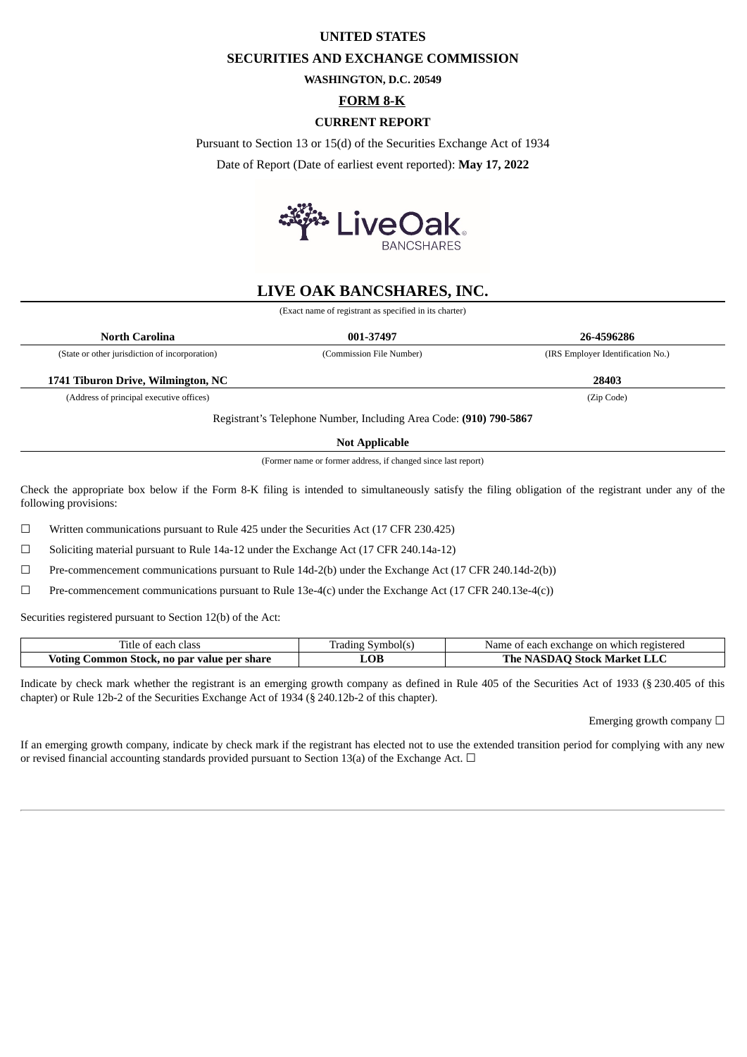# UNITED STATES

# SECURITIES AND EXCHANGE COMMISSION

**WASHINGTON, D.C. 20549**

## FORM 8-K

**CURRENT REPORT**

Pursuant to Section 13 or 15(d) of the Securities Exchange Act of 1934

Date of Report (Date of earliest event reported): **May 17, 2022**

# LIVE OAK BANCSHARES, INC.

(Exact name of registrant as specified in its charter)

| North Carolina | 001-37497 | 26-4596286 |
|---|---|---|
| (State or other jurisdiction of incorporation) | (Commission File Number) | (IRS Employer Identification No.) |

| 1741 Tiburon Drive, Wilmington, NC | 28403 |
|---|---|
| (Address of principal executive offices) | (Zip Code) |

Registrant's Telephone Number, Including Area Code: **(910) 790-5867**

**Not Applicable**

(Former name or former address, if changed since last report)

Check the appropriate box below if the Form 8-K filing is intended to simultaneously satisfy the filing obligation of the registrant under any of the following provisions:

☐ Written communications pursuant to Rule 425 under the Securities Act (17 CFR 230.425)

☐ Soliciting material pursuant to Rule 14a-12 under the Exchange Act (17 CFR 240.14a-12)

☐ Pre-commencement communications pursuant to Rule 14d-2(b) under the Exchange Act (17 CFR 240.14d-2(b))

☐ Pre-commencement communications pursuant to Rule 13e-4(c) under the Exchange Act (17 CFR 240.13e-4(c))

Securities registered pursuant to Section 12(b) of the Act:

| Title of each class | Trading Symbol(s) | Name of each exchange on which registered |
|---|---|---|
| **Voting Common Stock, no par value per share** | **LOB** | **The NASDAQ Stock Market LLC** |

Indicate by check mark whether the registrant is an emerging growth company as defined in Rule 405 of the Securities Act of 1933 (§ 230.405 of this chapter) or Rule 12b-2 of the Securities Exchange Act of 1934 (§ 240.12b-2 of this chapter).

Emerging growth company ☐

If an emerging growth company, indicate by check mark if the registrant has elected not to use the extended transition period for complying with any new or revised financial accounting standards provided pursuant to Section 13(a) of the Exchange Act. ☐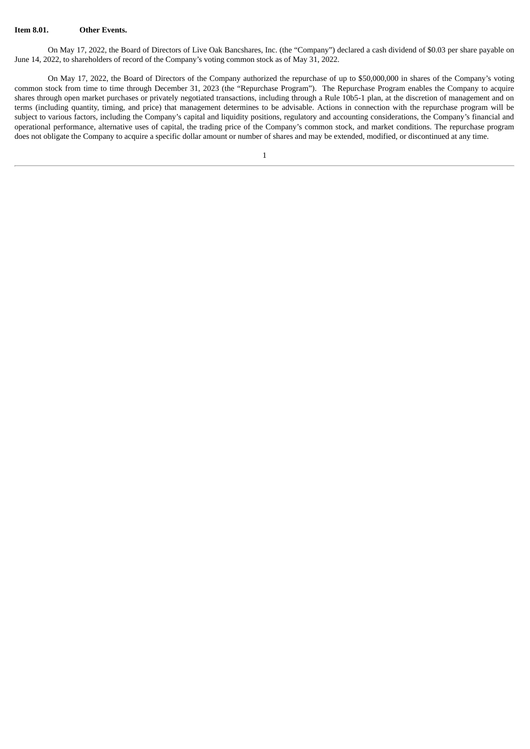**Item 8.01. Other Events.**

On May 17, 2022, the Board of Directors of Live Oak Bancshares, Inc. (the "Company") declared a cash dividend of $0.03 per share payable on June 14, 2022, to shareholders of record of the Company's voting common stock as of May 31, 2022.

On May 17, 2022, the Board of Directors of the Company authorized the repurchase of up to $50,000,000 in shares of the Company's voting common stock from time to time through December 31, 2023 (the "Repurchase Program"). The Repurchase Program enables the Company to acquire shares through open market purchases or privately negotiated transactions, including through a Rule 10b5-1 plan, at the discretion of management and on terms (including quantity, timing, and price) that management determines to be advisable. Actions in connection with the repurchase program will be subject to various factors, including the Company's capital and liquidity positions, regulatory and accounting considerations, the Company's financial and operational performance, alternative uses of capital, the trading price of the Company's common stock, and market conditions. The repurchase program does not obligate the Company to acquire a specific dollar amount or number of shares and may be extended, modified, or discontinued at any time.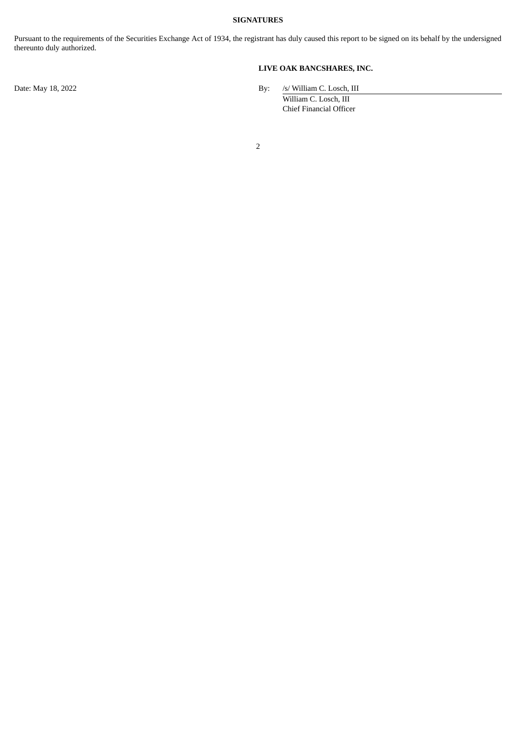**SIGNATURES**

Pursuant to the requirements of the Securities Exchange Act of 1934, the registrant has duly caused this report to be signed on its behalf by the undersigned thereunto duly authorized.

**LIVE OAK BANCSHARES, INC.**

Date: May 18, 2022

By: /s/ William C. Losch, III
William C. Losch, III
Chief Financial Officer